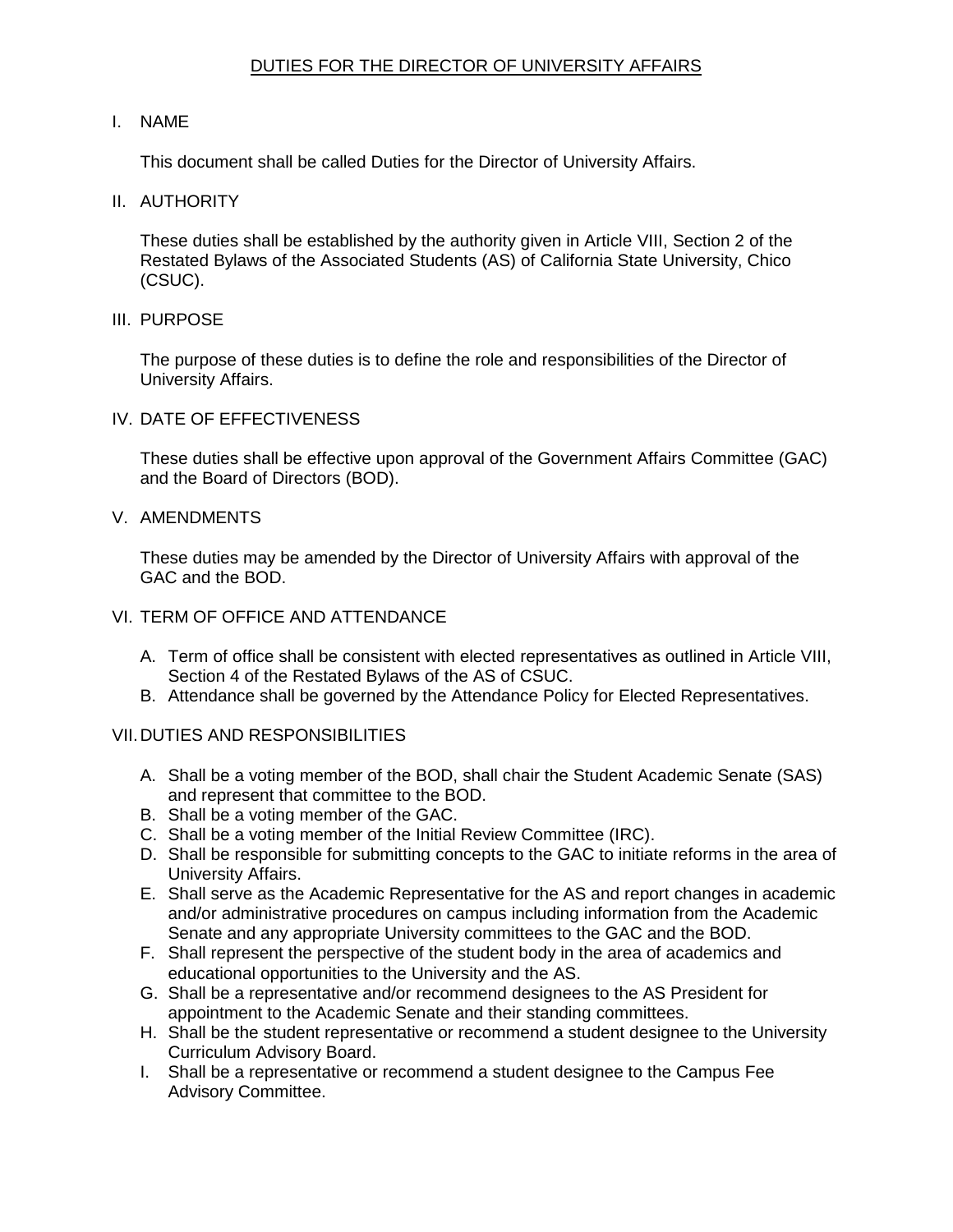# DUTIES FOR THE DIRECTOR OF UNIVERSITY AFFAIRS

## I. NAME

This document shall be called Duties for the Director of University Affairs.

## II. AUTHORITY

These duties shall be established by the authority given in Article VIII, Section 2 of the Restated Bylaws of the Associated Students (AS) of California State University, Chico (CSUC).

## III. PURPOSE

The purpose of these duties is to define the role and responsibilities of the Director of University Affairs.

## IV. DATE OF EFFECTIVENESS

These duties shall be effective upon approval of the Government Affairs Committee (GAC) and the Board of Directors (BOD).

## V. AMENDMENTS

These duties may be amended by the Director of University Affairs with approval of the GAC and the BOD.

## VI. TERM OF OFFICE AND ATTENDANCE

A. Term of office shall be consistent with elected representatives as outlined in Article VIII, Section 4 of the Restated Bylaws of the AS of CSUC.
B. Attendance shall be governed by the Attendance Policy for Elected Representatives.

## VII. DUTIES AND RESPONSIBILITIES

A. Shall be a voting member of the BOD, shall chair the Student Academic Senate (SAS) and represent that committee to the BOD.
B. Shall be a voting member of the GAC.
C. Shall be a voting member of the Initial Review Committee (IRC).
D. Shall be responsible for submitting concepts to the GAC to initiate reforms in the area of University Affairs.
E. Shall serve as the Academic Representative for the AS and report changes in academic and/or administrative procedures on campus including information from the Academic Senate and any appropriate University committees to the GAC and the BOD.
F. Shall represent the perspective of the student body in the area of academics and educational opportunities to the University and the AS.
G. Shall be a representative and/or recommend designees to the AS President for appointment to the Academic Senate and their standing committees.
H. Shall be the student representative or recommend a student designee to the University Curriculum Advisory Board.
I. Shall be a representative or recommend a student designee to the Campus Fee Advisory Committee.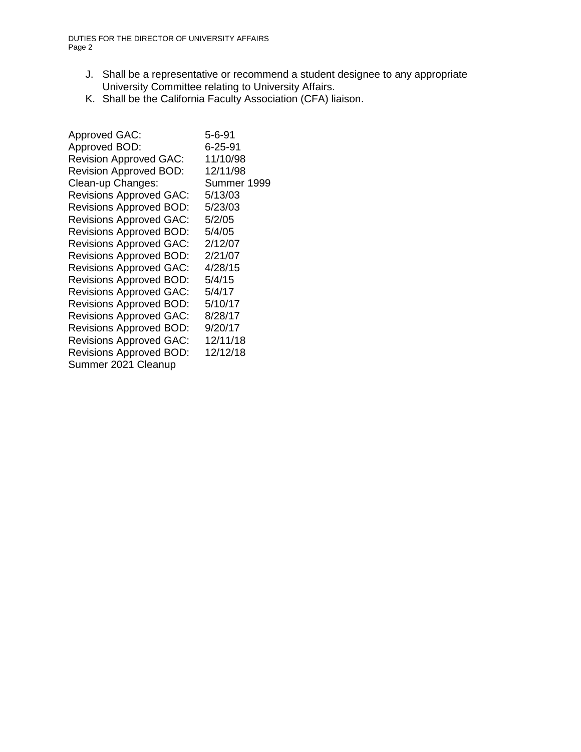J. Shall be a representative or recommend a student designee to any appropriate University Committee relating to University Affairs.
K. Shall be the California Faculty Association (CFA) liaison.

| | |
|---|---|
| Approved GAC: | 5-6-91 |
| Approved BOD: | 6-25-91 |
| Revision Approved GAC: | 11/10/98 |
| Revision Approved BOD: | 12/11/98 |
| Clean-up Changes: | Summer 1999 |
| Revisions Approved GAC: | 5/13/03 |
| Revisions Approved BOD: | 5/23/03 |
| Revisions Approved GAC: | 5/2/05 |
| Revisions Approved BOD: | 5/4/05 |
| Revisions Approved GAC: | 2/12/07 |
| Revisions Approved BOD: | 2/21/07 |
| Revisions Approved GAC: | 4/28/15 |
| Revisions Approved BOD: | 5/4/15 |
| Revisions Approved GAC: | 5/4/17 |
| Revisions Approved BOD: | 5/10/17 |
| Revisions Approved GAC: | 8/28/17 |
| Revisions Approved BOD: | 9/20/17 |
| Revisions Approved GAC: | 12/11/18 |
| Revisions Approved BOD: | 12/12/18 |
| Summer 2021 Cleanup | |